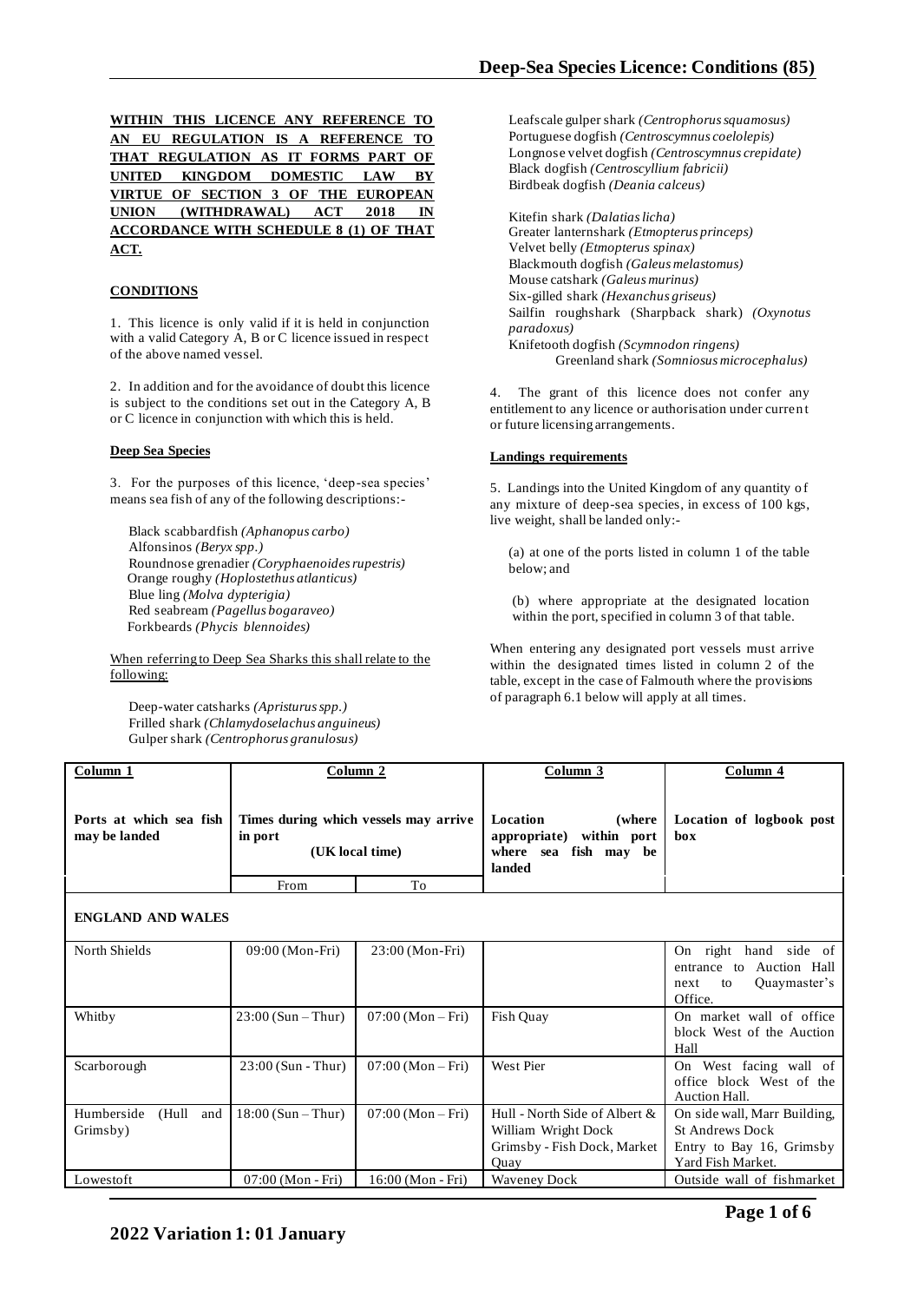**WITHIN THIS LICENCE ANY REFERENCE TO AN EU REGULATION IS A REFERENCE TO THAT REGULATION AS IT FORMS PART OF UNITED KINGDOM DOMESTIC LAW BY VIRTUE OF SECTION 3 OF THE EUROPEAN UNION (WITHDRAWAL) ACT 2018 IN ACCORDANCE WITH SCHEDULE 8 (1) OF THAT ACT.**

**CONDITIONS**

1. This licence is only valid if it is held in conjunction with a valid Category A, B or C licence issued in respect of the above named vessel.

2. In addition and for the avoidance of doubt this licence is subject to the conditions set out in the Category A, B or C licence in conjunction with which this is held.

**Deep Sea Species**

3. For the purposes of this licence, 'deep-sea species' means sea fish of any of the following descriptions:-

Black scabbardfish *(Aphanopus carbo)*
Alfonsinos *(Beryx spp.)*
Roundnose grenadier *(Coryphaenoides rupestris)*
Orange roughy *(Hoplostethus atlanticus)*
Blue ling *(Molva dypterigia)*
Red seabream *(Pagellus bogaraveo)*
Forkbeards *(Phycis blennoides)*

When referring to Deep Sea Sharks this shall relate to the following:

Deep-water catsharks *(Apristurus spp.)*
Frilled shark *(Chlamydoselachus anguineus)*
Gulper shark *(Centrophorus granulosus)*
Leafscale gulper shark *(Centrophorus squamosus)*
Portuguese dogfish *(Centroscymnus coelolepis)*
Longnose velvet dogfish *(Centroscymnus crepidate)*
Black dogfish *(Centroscyllium fabricii)*
Birdbeak dogfish *(Deania calceus)*

Kitefin shark *(Dalatias licha)*
Greater lanternshark *(Etmopterus princeps)*
Velvet belly *(Etmopterus spinax)*
Blackmouth dogfish *(Galeus melastomus)*
Mouse catshark *(Galeus murinus)*
Six-gilled shark *(Hexanchus griseus)*
Sailfin roughshark (Sharpback shark) *(Oxynotus paradoxus)*
Knifetooth dogfish *(Scymnodon ringens)*
Greenland shark *(Somniosus microcephalus)*

4. The grant of this licence does not confer any entitlement to any licence or authorisation under current or future licensing arrangements.

**Landings requirements**

5. Landings into the United Kingdom of any quantity of any mixture of deep-sea species, in excess of 100 kgs, live weight, shall be landed only:-

(a) at one of the ports listed in column 1 of the table below; and

(b) where appropriate at the designated location within the port, specified in column 3 of that table.

When entering any designated port vessels must arrive within the designated times listed in column 2 of the table, except in the case of Falmouth where the provisions of paragraph 6.1 below will apply at all times.

| Column 1 | Column 2 | | Column 3 | Column 4 |
|---|---|---|---|---|
| **Ports at which sea fish may be landed** | **Times during which vessels may arrive in port (UK local time)** | | **Location (where appropriate) within port where sea fish may be landed** | **Location of logbook post box** |
| | From | To | | |
| **ENGLAND AND WALES** | | | | |
| North Shields | 09:00 (Mon-Fri) | 23:00 (Mon-Fri) | | On right hand side of entrance to Auction Hall next to Quaymaster's Office. |
| Whitby | 23:00 (Sun – Thur) | 07:00 (Mon – Fri) | Fish Quay | On market wall of office block West of the Auction Hall |
| Scarborough | 23:00 (Sun - Thur) | 07:00 (Mon – Fri) | West Pier | On West facing wall of office block West of the Auction Hall. |
| Humberside (Hull and Grimsby) | 18:00 (Sun – Thur) | 07:00 (Mon – Fri) | Hull - North Side of Albert & William Wright Dock<br>Grimsby - Fish Dock, Market Quay | On side wall, Marr Building, St Andrews Dock<br>Entry to Bay 16, Grimsby Yard Fish Market. |
| Lowestoft | 07:00 (Mon - Fri) | 16:00 (Mon - Fri) | Waveney Dock | Outside wall of fishmarket |

2022 Variation 1: 01 January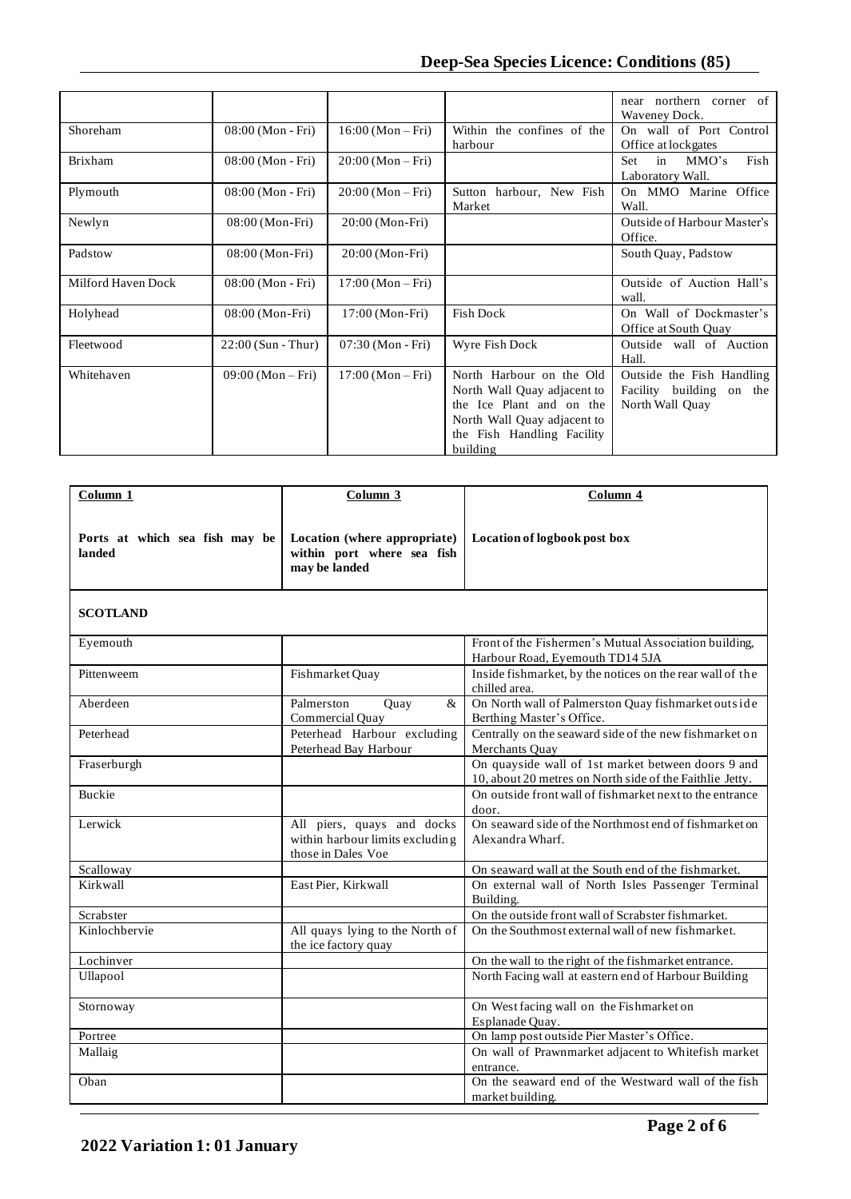| | | | | near northern corner of Waveney Dock. |
|---|---|---|---|---|
| Shoreham | 08:00 (Mon - Fri) | 16:00 (Mon – Fri) | Within the confines of the harbour | On wall of Port Control Office at lockgates |
| Brixham | 08:00 (Mon - Fri) | 20:00 (Mon – Fri) | | Set in MMO's Fish Laboratory Wall. |
| Plymouth | 08:00 (Mon - Fri) | 20:00 (Mon – Fri) | Sutton harbour, New Fish Market | On MMO Marine Office Wall. |
| Newlyn | 08:00 (Mon-Fri) | 20:00 (Mon-Fri) | | Outside of Harbour Master's Office. |
| Padstow | 08:00 (Mon-Fri) | 20:00 (Mon-Fri) | | South Quay, Padstow |
| Milford Haven Dock | 08:00 (Mon - Fri) | 17:00 (Mon – Fri) | | Outside of Auction Hall's wall. |
| Holyhead | 08:00 (Mon-Fri) | 17:00 (Mon-Fri) | Fish Dock | On Wall of Dockmaster's Office at South Quay |
| Fleetwood | 22:00 (Sun - Thur) | 07:30 (Mon - Fri) | Wyre Fish Dock | Outside wall of Auction Hall. |
| Whitehaven | 09:00 (Mon – Fri) | 17:00 (Mon – Fri) | North Harbour on the Old North Wall Quay adjacent to the Ice Plant and on the North Wall Quay adjacent to the Fish Handling Facility building | Outside the Fish Handling Facility building on the North Wall Quay |

| **Column 1**<br><br>**Ports at which sea fish may be landed** | **Column 3**<br><br>**Location (where appropriate) within port where sea fish may be landed** | **Column 4**<br><br>**Location of logbook post box** |
|---|---|---|
| **SCOTLAND** | | |
| Eyemouth | | Front of the Fishermen's Mutual Association building, Harbour Road, Eyemouth TD14 5JA |
| Pittenweem | Fishmarket Quay | Inside fishmarket, by the notices on the rear wall of the chilled area. |
| Aberdeen | Palmerston Quay & Commercial Quay | On North wall of Palmerston Quay fishmarket outside Berthing Master's Office. |
| Peterhead | Peterhead Harbour excluding Peterhead Bay Harbour | Centrally on the seaward side of the new fishmarket on Merchants Quay |
| Fraserburgh | | On quayside wall of 1st market between doors 9 and 10, about 20 metres on North side of the Faithlie Jetty. |
| Buckie | | On outside front wall of fishmarket next to the entrance door. |
| Lerwick | All piers, quays and docks within harbour limits excluding those in Dales Voe | On seaward side of the Northmost end of fishmarket on Alexandra Wharf. |
| Scalloway | | On seaward wall at the South end of the fishmarket. |
| Kirkwall | East Pier, Kirkwall | On external wall of North Isles Passenger Terminal Building. |
| Scrabster | | On the outside front wall of Scrabster fishmarket. |
| Kinlochbervie | All quays lying to the North of the ice factory quay | On the Southmost external wall of new fishmarket. |
| Lochinver | | On the wall to the right of the fishmarket entrance. |
| Ullapool | | North Facing wall at eastern end of Harbour Building |
| Stornoway | | On West facing wall on the Fishmarket on Esplanade Quay. |
| Portree | | On lamp post outside Pier Master's Office. |
| Mallaig | | On wall of Prawnmarket adjacent to Whitefish market entrance. |
| Oban | | On the seaward end of the Westward wall of the fish market building. |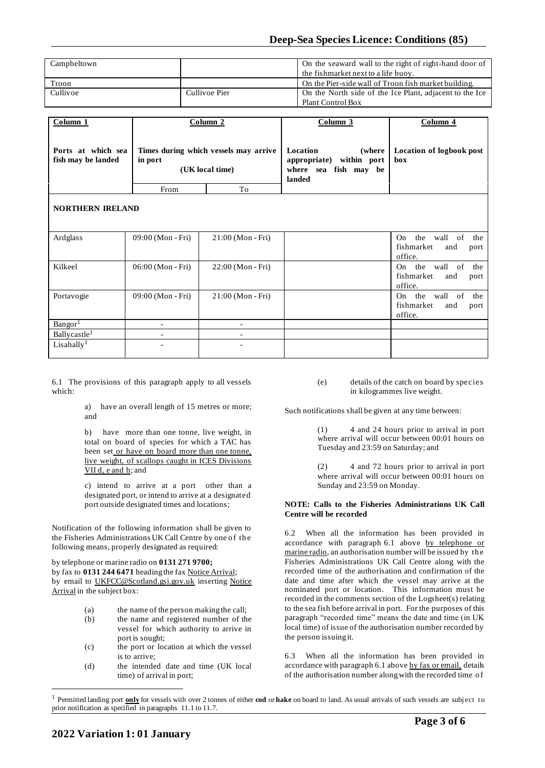| | | | |
|---|---|---|---|
| Campbeltown | | | On the seaward wall to the right of right-hand door of the fishmarket next to a life buoy. |
| Troon | | | On the Pier-side wall of Troon fish market building. |
| Cullivoe | | Cullivoe Pier | On the North side of the Ice Plant, adjacent to the Ice Plant Control Box |

| **Column 1** | **Column 2** | | **Column 3** | **Column 4** |
|---|---|---|---|---|
| **Ports at which sea fish may be landed** | **Times during which vessels may arrive in port (UK local time)** | | **Location (where appropriate) within port where sea fish may be landed** | **Location of logbook post box** |
| | From | To | | |
| **NORTHERN IRELAND** | | | | |
| Ardglass | 09:00 (Mon - Fri) | 21:00 (Mon - Fri) | | On the wall of the fishmarket and port office. |
| Kilkeel | 06:00 (Mon - Fri) | 22:00 (Mon - Fri) | | On the wall of the fishmarket and port office. |
| Portavogie | 09:00 (Mon - Fri) | 21:00 (Mon - Fri) | | On the wall of the fishmarket and port office. |
| Bangor[1] | - | - | | |
| Ballycastle[1] | - | - | | |
| Lisahally[1] | - | - | | |

6.1 The provisions of this paragraph apply to all vessels which:

> a) have an overall length of 15 metres or more; and
>
> b) have more than one tonne, live weight, in total on board of species for which a TAC has been set or have on board more than one tonne, live weight, of scallops caught in ICES Divisions VII d, e and h; and
>
> c) intend to arrive at a port other than a designated port, or intend to arrive at a designated port outside designated times and locations;

Notification of the following information shall be given to the Fisheries Administrations UK Call Centre by one of the following means, properly designated as required:

by telephone or marine radio on **0131 271 9700;**
by fax to **0131 244 6471** heading the fax Notice Arrival;
by email to UKFCC@Scotland.gsi.gov.uk inserting Notice Arrival in the subject box:

- (a) the name of the person making the call;
- (b) the name and registered number of the vessel for which authority to arrive in port is sought;
- (c) the port or location at which the vessel is to arrive;
- (d) the intended date and time (UK local time) of arrival in port;
- (e) details of the catch on board by species in kilogrammes live weight.

Such notifications shall be given at any time between:

> (1) 4 and 24 hours prior to arrival in port where arrival will occur between 00:01 hours on Tuesday and 23:59 on Saturday; and
>
> (2) 4 and 72 hours prior to arrival in port where arrival will occur between 00:01 hours on Sunday and 23:59 on Monday.

**NOTE: Calls to the Fisheries Administrations UK Call Centre will be recorded**

6.2 When all the information has been provided in accordance with paragraph 6.1 above by telephone or marine radio, an authorisation number will be issued by the Fisheries Administrations UK Call Centre along with the recorded time of the authorisation and confirmation of the date and time after which the vessel may arrive at the nominated port or location. This information must be recorded in the comments section of the Logsheet(s) relating to the sea fish before arrival in port. For the purposes of this paragraph "recorded time" means the date and time (in UK local time) of issue of the authorisation number recorded by the person issuing it.

6.3 When all the information has been provided in accordance with paragraph 6.1 above by fax or email, details of the authorisation number along with the recorded time of

[1] Permitted landing port **only** for vessels with over 2 tonnes of either **cod** or **hake** on board to land. As usual arrivals of such vessels are subject to prior notification as specified in paragraphs 11.1 to 11.7.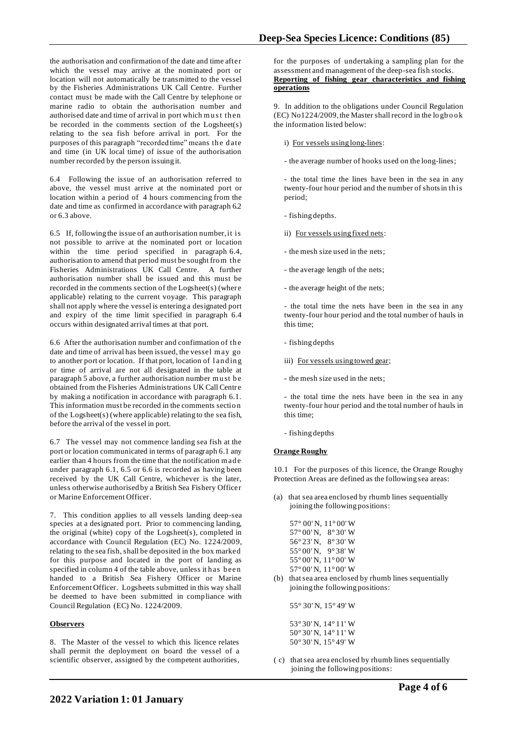the authorisation and confirmation of the date and time after which the vessel may arrive at the nominated port or location will not automatically be transmitted to the vessel by the Fisheries Administrations UK Call Centre. Further contact must be made with the Call Centre by telephone or marine radio to obtain the authorisation number and authorised date and time of arrival in port which must then be recorded in the comments section of the Logsheet(s) relating to the sea fish before arrival in port. For the purposes of this paragraph "recorded time" means the date and time (in UK local time) of issue of the authorisation number recorded by the person issuing it.

6.4 Following the issue of an authorisation referred to above, the vessel must arrive at the nominated port or location within a period of 4 hours commencing from the date and time as confirmed in accordance with paragraph 6.2 or 6.3 above.

6.5 If, following the issue of an authorisation number, it is not possible to arrive at the nominated port or location within the time period specified in paragraph 6.4, authorisation to amend that period must be sought from the Fisheries Administrations UK Call Centre. A further authorisation number shall be issued and this must be recorded in the comments section of the Logsheet(s) (where applicable) relating to the current voyage. This paragraph shall not apply where the vessel is entering a designated port and expiry of the time limit specified in paragraph 6.4 occurs within designated arrival times at that port.

6.6 After the authorisation number and confirmation of the date and time of arrival has been issued, the vessel may go to another port or location. If that port, location of landing or time of arrival are not all designated in the table at paragraph 5 above, a further authorisation number must be obtained from the Fisheries Administrations UK Call Centre by making a notification in accordance with paragraph 6.1. This information must be recorded in the comments section of the Logsheet(s) (where applicable) relating to the sea fish, before the arrival of the vessel in port.

6.7 The vessel may not commence landing sea fish at the port or location communicated in terms of paragraph 6.1 any earlier than 4 hours from the time that the notification made under paragraph 6.1, 6.5 or 6.6 is recorded as having been received by the UK Call Centre, whichever is the later, unless otherwise authorised by a British Sea Fishery Officer or Marine Enforcement Officer.

7. This condition applies to all vessels landing deep-sea species at a designated port. Prior to commencing landing, the original (white) copy of the Logsheet(s), completed in accordance with Council Regulation (EC) No. 1224/2009, relating to the sea fish, shall be deposited in the box marked for this purpose and located in the port of landing as specified in column 4 of the table above, unless it has been handed to a British Sea Fishery Officer or Marine Enforcement Officer. Logsheets submitted in this way shall be deemed to have been submitted in compliance with Council Regulation (EC) No. 1224/2009.

**Observers**

8. The Master of the vessel to which this licence relates shall permit the deployment on board the vessel of a scientific observer, assigned by the competent authorities, for the purposes of undertaking a sampling plan for the assessment and management of the deep-sea fish stocks.

**Reporting of fishing gear characteristics and fishing operations**

9. In addition to the obligations under Council Regulation (EC) No1224/2009, the Master shall record in the logbook the information listed below:

i) For vessels using long-lines:

- the average number of hooks used on the long-lines;

- the total time the lines have been in the sea in any twenty-four hour period and the number of shots in this period;

- fishing depths.

ii) For vessels using fixed nets:

- the mesh size used in the nets;

- the average length of the nets;

- the average height of the nets;

- the total time the nets have been in the sea in any twenty-four hour period and the total number of hauls in this time;

- fishing depths

iii) For vessels using towed gear;

- the mesh size used in the nets;

- the total time the nets have been in the sea in any twenty-four hour period and the total number of hauls in this time;

- fishing depths

**Orange Roughy**

10.1 For the purposes of this licence, the Orange Roughy Protection Areas are defined as the following sea areas:

(a) that sea area enclosed by rhumb lines sequentially joining the following positions:

57° 00' N, 11° 00' W
57° 00' N, 8° 30' W
56° 23' N, 8° 30' W
55° 00' N, 9° 38' W
55° 00' N, 11° 00' W
57° 00' N, 11° 00' W

(b) that sea area enclosed by rhumb lines sequentially joining the following positions:

55° 30' N, 15° 49' W

53° 30' N, 14° 11' W
50° 30' N, 14° 11' W
50° 30' N, 15° 49' W

(c) that sea area enclosed by rhumb lines sequentially joining the following positions: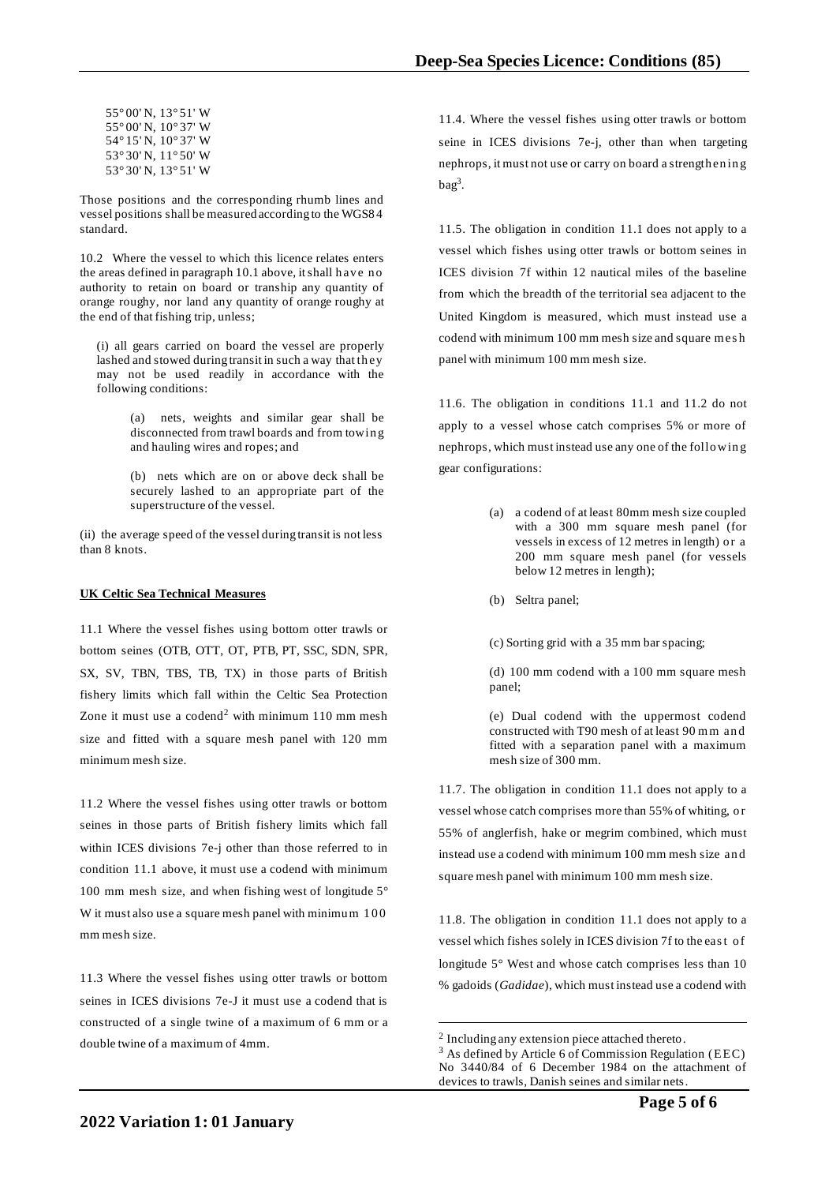55° 00' N, 13° 51' W
55° 00' N, 10° 37' W
54° 15' N, 10° 37' W
53° 30' N, 11° 50' W
53° 30' N, 13° 51' W

Those positions and the corresponding rhumb lines and vessel positions shall be measured according to the WGS84 standard.

10.2 Where the vessel to which this licence relates enters the areas defined in paragraph 10.1 above, it shall have no authority to retain on board or tranship any quantity of orange roughy, nor land any quantity of orange roughy at the end of that fishing trip, unless;

(i) all gears carried on board the vessel are properly lashed and stowed during transit in such a way that they may not be used readily in accordance with the following conditions:

> (a) nets, weights and similar gear shall be disconnected from trawl boards and from towing and hauling wires and ropes; and
>
> (b) nets which are on or above deck shall be securely lashed to an appropriate part of the superstructure of the vessel.

(ii) the average speed of the vessel during transit is not less than 8 knots.

**UK Celtic Sea Technical Measures**

11.1 Where the vessel fishes using bottom otter trawls or bottom seines (OTB, OTT, OT, PTB, PT, SSC, SDN, SPR, SX, SV, TBN, TBS, TB, TX) in those parts of British fishery limits which fall within the Celtic Sea Protection Zone it must use a codend[2] with minimum 110 mm mesh size and fitted with a square mesh panel with 120 mm minimum mesh size.

11.2 Where the vessel fishes using otter trawls or bottom seines in those parts of British fishery limits which fall within ICES divisions 7e-j other than those referred to in condition 11.1 above, it must use a codend with minimum 100 mm mesh size, and when fishing west of longitude 5° W it must also use a square mesh panel with minimum 100 mm mesh size.

11.3 Where the vessel fishes using otter trawls or bottom seines in ICES divisions 7e-J it must use a codend that is constructed of a single twine of a maximum of 6 mm or a double twine of a maximum of 4mm.

11.4. Where the vessel fishes using otter trawls or bottom seine in ICES divisions 7e-j, other than when targeting nephrops, it must not use or carry on board a strengthening bag[3].

11.5. The obligation in condition 11.1 does not apply to a vessel which fishes using otter trawls or bottom seines in ICES division 7f within 12 nautical miles of the baseline from which the breadth of the territorial sea adjacent to the United Kingdom is measured, which must instead use a codend with minimum 100 mm mesh size and square mesh panel with minimum 100 mm mesh size.

11.6. The obligation in conditions 11.1 and 11.2 do not apply to a vessel whose catch comprises 5% or more of nephrops, which must instead use any one of the following gear configurations:

> (a) a codend of at least 80mm mesh size coupled with a 300 mm square mesh panel (for vessels in excess of 12 metres in length) or a 200 mm square mesh panel (for vessels below 12 metres in length);
>
> (b) Seltra panel;
>
> (c) Sorting grid with a 35 mm bar spacing;
>
> (d) 100 mm codend with a 100 mm square mesh panel;
>
> (e) Dual codend with the uppermost codend constructed with T90 mesh of at least 90 mm and fitted with a separation panel with a maximum mesh size of 300 mm.

11.7. The obligation in condition 11.1 does not apply to a vessel whose catch comprises more than 55% of whiting, or 55% of anglerfish, hake or megrim combined, which must instead use a codend with minimum 100 mm mesh size and square mesh panel with minimum 100 mm mesh size.

11.8. The obligation in condition 11.1 does not apply to a vessel which fishes solely in ICES division 7f to the east of longitude 5° West and whose catch comprises less than 10 % gadoids (*Gadidae*), which must instead use a codend with

---

[2] Including any extension piece attached thereto.

[3] As defined by Article 6 of Commission Regulation (EEC) No 3440/84 of 6 December 1984 on the attachment of devices to trawls, Danish seines and similar nets.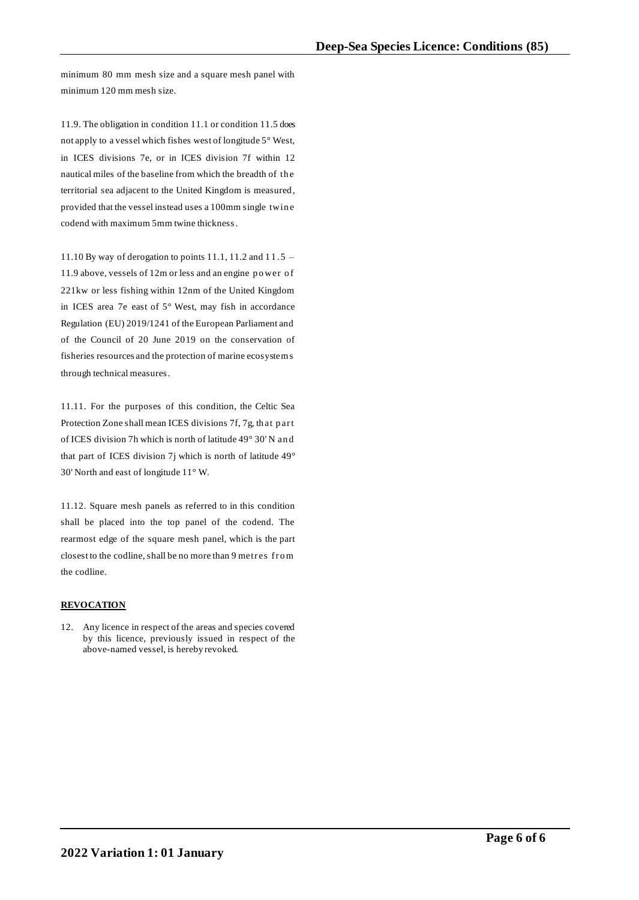minimum 80 mm mesh size and a square mesh panel with minimum 120 mm mesh size.

11.9. The obligation in condition 11.1 or condition 11.5 does not apply to a vessel which fishes west of longitude 5° West, in ICES divisions 7e, or in ICES division 7f within 12 nautical miles of the baseline from which the breadth of the territorial sea adjacent to the United Kingdom is measured, provided that the vessel instead uses a 100mm single twine codend with maximum 5mm twine thickness.

11.10 By way of derogation to points 11.1, 11.2 and 11.5 – 11.9 above, vessels of 12m or less and an engine power of 221kw or less fishing within 12nm of the United Kingdom in ICES area 7e east of 5° West, may fish in accordance Regulation (EU) 2019/1241 of the European Parliament and of the Council of 20 June 2019 on the conservation of fisheries resources and the protection of marine ecosystems through technical measures.

11.11. For the purposes of this condition, the Celtic Sea Protection Zone shall mean ICES divisions 7f, 7g, that part of ICES division 7h which is north of latitude 49° 30' N and that part of ICES division 7j which is north of latitude 49° 30' North and east of longitude 11° W.

11.12. Square mesh panels as referred to in this condition shall be placed into the top panel of the codend. The rearmost edge of the square mesh panel, which is the part closest to the codline, shall be no more than 9 metres from the codline.

**REVOCATION**

12. Any licence in respect of the areas and species covered by this licence, previously issued in respect of the above-named vessel, is hereby revoked.